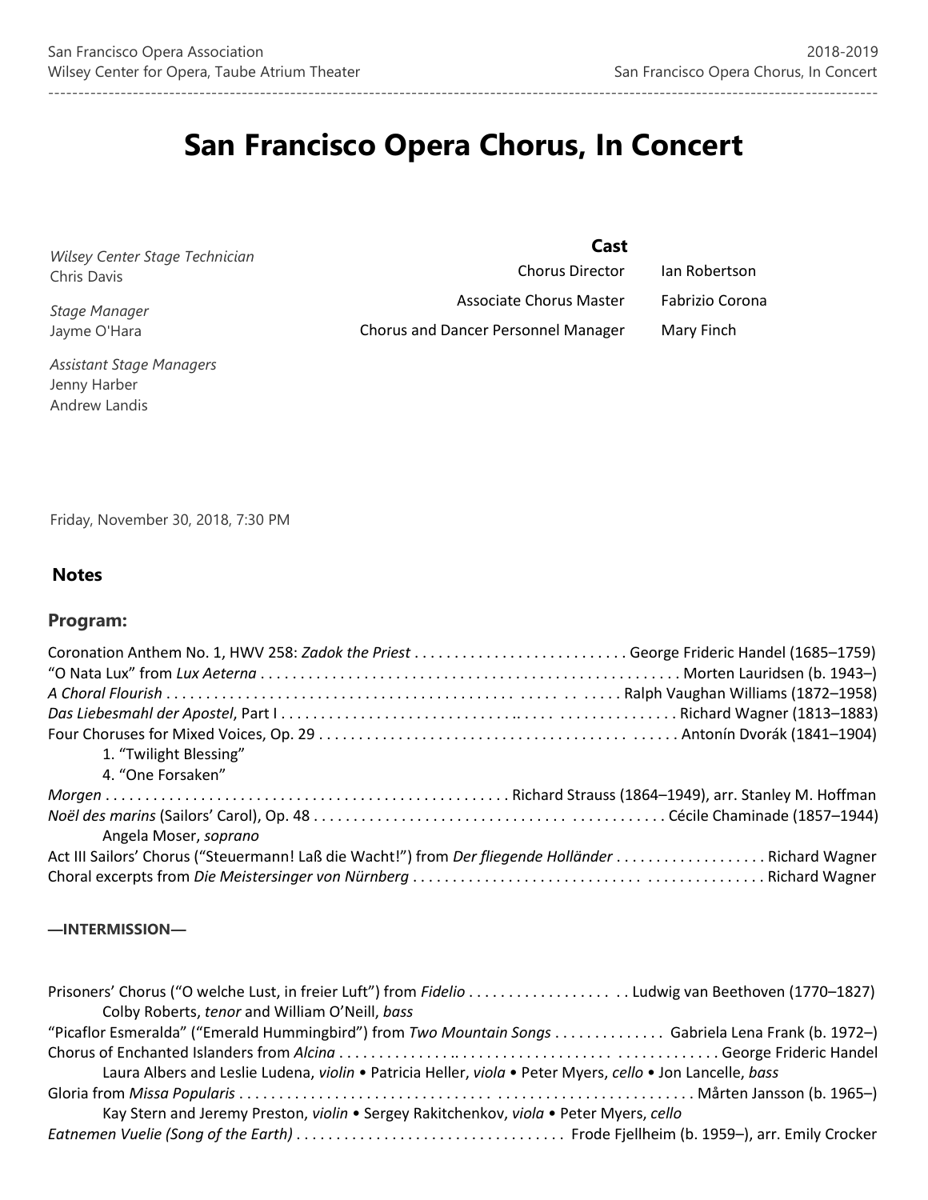# San Francisco Opera Chorus, In Concert

*Wilsey Center Stage Technician*
Chris Davis

*Stage Manager*
Jayme O'Hara

*Assistant Stage Managers*
Jenny Harber
Andrew Landis

**Cast**

| | |
|---|---|
| Chorus Director | Ian Robertson |
| Associate Chorus Master | Fabrizio Corona |
| Chorus and Dancer Personnel Manager | Mary Finch |

Friday, November 30, 2018, 7:30 PM

## Notes

### Program:

Coronation Anthem No. 1, HWV 258: *Zadok the Priest* . . . . . . . . . . . . . . . . . . . . . . . . . . . George Frideric Handel (1685–1759)
"O Nata Lux" from *Lux Aeterna* . . . . . . . . . . . . . . . . . . . . . . . . . . . . . . . . . . . . . . . . . . . . . . . . . . . Morten Lauridsen (b. 1943–)
*A Choral Flourish* . . . . . . . . . . . . . . . . . . . . . . . . . . . . . . . . . . . . . . . . . . . . . . . . . . . . . Ralph Vaughan Williams (1872–1958)
*Das Liebesmahl der Apostel*, Part I . . . . . . . . . . . . . . . . . . . . . . . . . . . . . . . . . . . . . . . . . . . . . . . . . Richard Wagner (1813–1883)
Four Choruses for Mixed Voices, Op. 29 . . . . . . . . . . . . . . . . . . . . . . . . . . . . . . . . . . . . . . . . . . . . . . . Antonín Dvorák (1841–1904)

1. "Twilight Blessing"
4. "One Forsaken"

*Morgen* . . . . . . . . . . . . . . . . . . . . . . . . . . . . . . . . . . . . . . . . . . . . . . . . . . Richard Strauss (1864–1949), arr. Stanley M. Hoffman
*Noël des marins* (Sailors' Carol), Op. 48 . . . . . . . . . . . . . . . . . . . . . . . . . . . . . . . . . . . . . . . . . . . . . Cécile Chaminade (1857–1944)
Angela Moser, *soprano*
Act III Sailors' Chorus ("Steuermann! Laß die Wacht!") from *Der fliegende Holländer* . . . . . . . . . . . . . . . . . . . Richard Wagner
Choral excerpts from *Die Meistersinger von Nürnberg* . . . . . . . . . . . . . . . . . . . . . . . . . . . . . . . . . . . . . . . . . Richard Wagner

**—INTERMISSION—**

Prisoners' Chorus ("O welche Lust, in freier Luft") from *Fidelio* . . . . . . . . . . . . . . . . . . . . Ludwig van Beethoven (1770–1827)
Colby Roberts, *tenor* and William O'Neill, *bass*
"Picaflor Esmeralda" ("Emerald Hummingbird") from *Two Mountain Songs* . . . . . . . . . . . . . . Gabriela Lena Frank (b. 1972–)
Chorus of Enchanted Islanders from *Alcina* . . . . . . . . . . . . . . . . . . . . . . . . . . . . . . . . . . . . . . . . . . . . . George Frideric Handel
Laura Albers and Leslie Ludena, *violin* • Patricia Heller, *viola* • Peter Myers, *cello* • Jon Lancelle, *bass*
Gloria from *Missa Popularis* . . . . . . . . . . . . . . . . . . . . . . . . . . . . . . . . . . . . . . . . . . . . . . . . . . . . . . . . . . Mårten Jansson (b. 1965–)
Kay Stern and Jeremy Preston, *violin* • Sergey Rakitchenkov, *viola* • Peter Myers, *cello*
*Eatnemen Vuelie (Song of the Earth)* . . . . . . . . . . . . . . . . . . . . . . . . . . . . . . . . . . Frode Fjellheim (b. 1959–), arr. Emily Crocker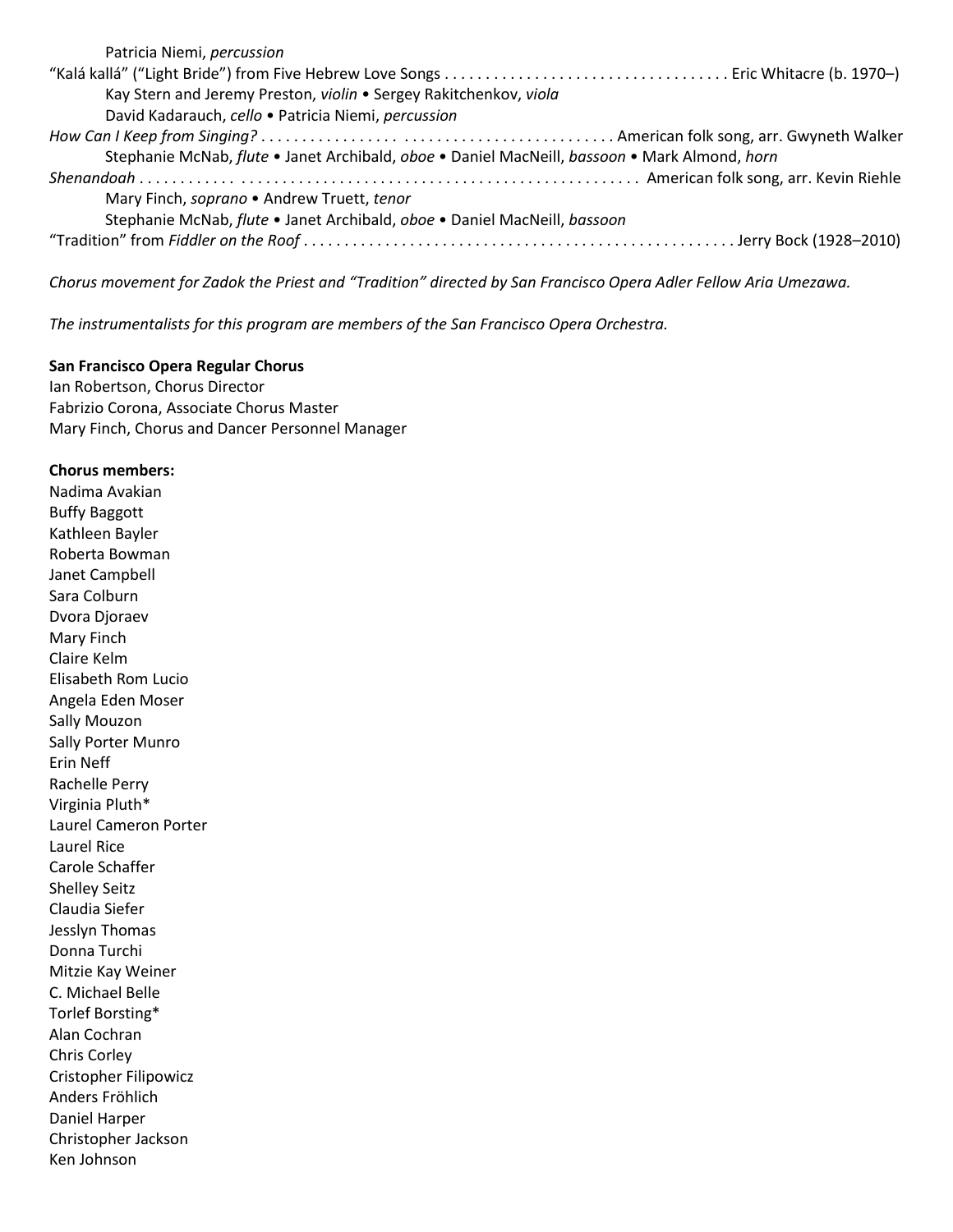Patricia Niemi, *percussion*

"Kalá kallá" ("Light Bride") from Five Hebrew Love Songs . . . . . . . . . . . . . . . . . . . . . . . . . . . . . . . . . . . Eric Whitacre (b. 1970–)

Kay Stern and Jeremy Preston, *violin* • Sergey Rakitchenkov, *viola*
David Kadarauch, *cello* • Patricia Niemi, *percussion*

*How Can I Keep from Singing?* . . . . . . . . . . . . . . . . . . . . . . . . . . . . . . . . . . . . . . . . . American folk song, arr. Gwyneth Walker

Stephanie McNab, *flute* • Janet Archibald, *oboe* • Daniel MacNeill, *bassoon* • Mark Almond, *horn*

*Shenandoah* . . . . . . . . . . . . . . . . . . . . . . . . . . . . . . . . . . . . . . . . . . . . . . . . . . . . . . . . . . . . . American folk song, arr. Kevin Riehle

Mary Finch, *soprano* • Andrew Truett, *tenor*
Stephanie McNab, *flute* • Janet Archibald, *oboe* • Daniel MacNeill, *bassoon*

"Tradition" from *Fiddler on the Roof* . . . . . . . . . . . . . . . . . . . . . . . . . . . . . . . . . . . . . . . . . . . . . . . . . . . . Jerry Bock (1928–2010)

*Chorus movement for Zadok the Priest and "Tradition" directed by San Francisco Opera Adler Fellow Aria Umezawa.*

*The instrumentalists for this program are members of the San Francisco Opera Orchestra.*

**San Francisco Opera Regular Chorus**
Ian Robertson, Chorus Director
Fabrizio Corona, Associate Chorus Master
Mary Finch, Chorus and Dancer Personnel Manager

**Chorus members:**
Nadima Avakian
Buffy Baggott
Kathleen Bayler
Roberta Bowman
Janet Campbell
Sara Colburn
Dvora Djoraev
Mary Finch
Claire Kelm
Elisabeth Rom Lucio
Angela Eden Moser
Sally Mouzon
Sally Porter Munro
Erin Neff
Rachelle Perry
Virginia Pluth*
Laurel Cameron Porter
Laurel Rice
Carole Schaffer
Shelley Seitz
Claudia Siefer
Jesslyn Thomas
Donna Turchi
Mitzie Kay Weiner
C. Michael Belle
Torlef Borsting*
Alan Cochran
Chris Corley
Cristopher Filipowicz
Anders Fröhlich
Daniel Harper
Christopher Jackson
Ken Johnson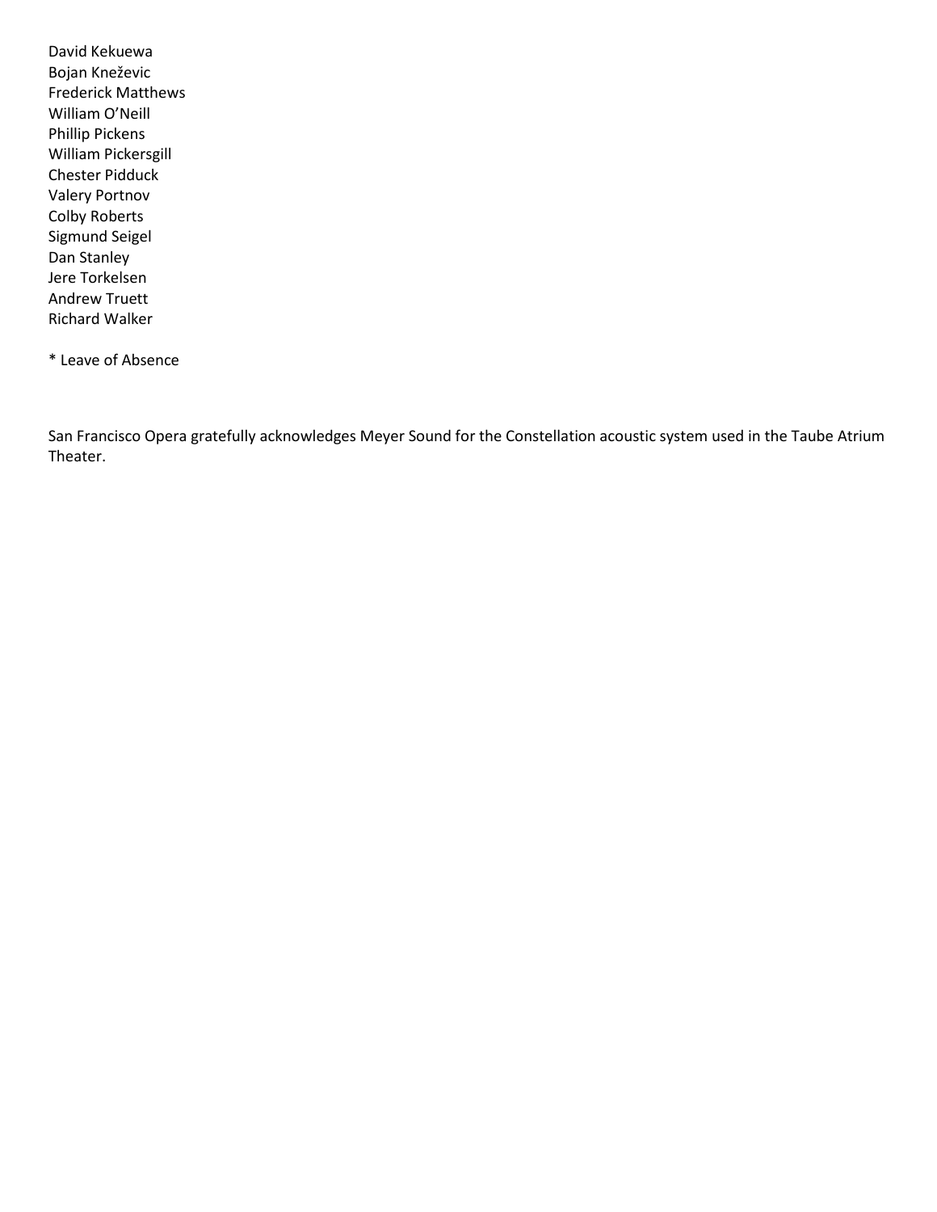David Kekuewa
Bojan Kneževic
Frederick Matthews
William O'Neill
Phillip Pickens
William Pickersgill
Chester Pidduck
Valery Portnov
Colby Roberts
Sigmund Seigel
Dan Stanley
Jere Torkelsen
Andrew Truett
Richard Walker

* Leave of Absence

San Francisco Opera gratefully acknowledges Meyer Sound for the Constellation acoustic system used in the Taube Atrium Theater.